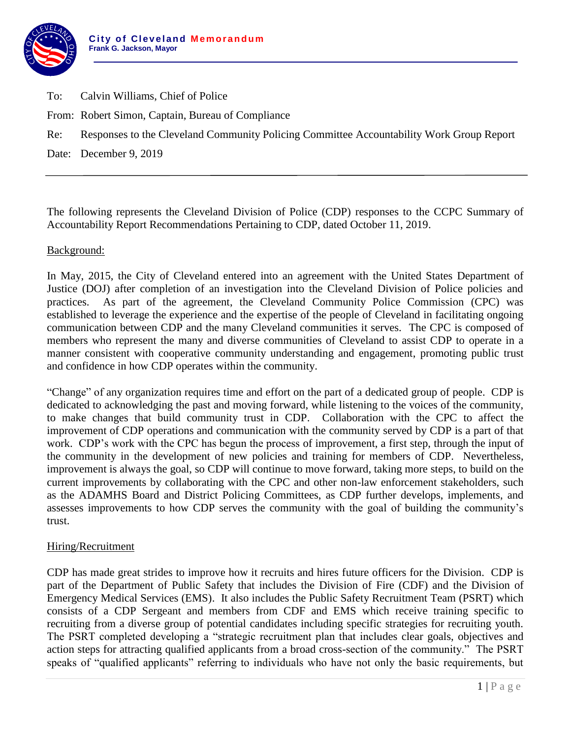**City of Cleveland Memorandum**
**Frank G. Jackson, Mayor**

To: Calvin Williams, Chief of Police

From: Robert Simon, Captain, Bureau of Compliance

Re: Responses to the Cleveland Community Policing Committee Accountability Work Group Report

Date: December 9, 2019

---

The following represents the Cleveland Division of Police (CDP) responses to the CCPC Summary of Accountability Report Recommendations Pertaining to CDP, dated October 11, 2019.

Background:

In May, 2015, the City of Cleveland entered into an agreement with the United States Department of Justice (DOJ) after completion of an investigation into the Cleveland Division of Police policies and practices. As part of the agreement, the Cleveland Community Police Commission (CPC) was established to leverage the experience and the expertise of the people of Cleveland in facilitating ongoing communication between CDP and the many Cleveland communities it serves. The CPC is composed of members who represent the many and diverse communities of Cleveland to assist CDP to operate in a manner consistent with cooperative community understanding and engagement, promoting public trust and confidence in how CDP operates within the community.

"Change" of any organization requires time and effort on the part of a dedicated group of people. CDP is dedicated to acknowledging the past and moving forward, while listening to the voices of the community, to make changes that build community trust in CDP. Collaboration with the CPC to affect the improvement of CDP operations and communication with the community served by CDP is a part of that work. CDP's work with the CPC has begun the process of improvement, a first step, through the input of the community in the development of new policies and training for members of CDP. Nevertheless, improvement is always the goal, so CDP will continue to move forward, taking more steps, to build on the current improvements by collaborating with the CPC and other non-law enforcement stakeholders, such as the ADAMHS Board and District Policing Committees, as CDP further develops, implements, and assesses improvements to how CDP serves the community with the goal of building the community's trust.

Hiring/Recruitment

CDP has made great strides to improve how it recruits and hires future officers for the Division. CDP is part of the Department of Public Safety that includes the Division of Fire (CDF) and the Division of Emergency Medical Services (EMS). It also includes the Public Safety Recruitment Team (PSRT) which consists of a CDP Sergeant and members from CDF and EMS which receive training specific to recruiting from a diverse group of potential candidates including specific strategies for recruiting youth. The PSRT completed developing a "strategic recruitment plan that includes clear goals, objectives and action steps for attracting qualified applicants from a broad cross-section of the community." The PSRT speaks of "qualified applicants" referring to individuals who have not only the basic requirements, but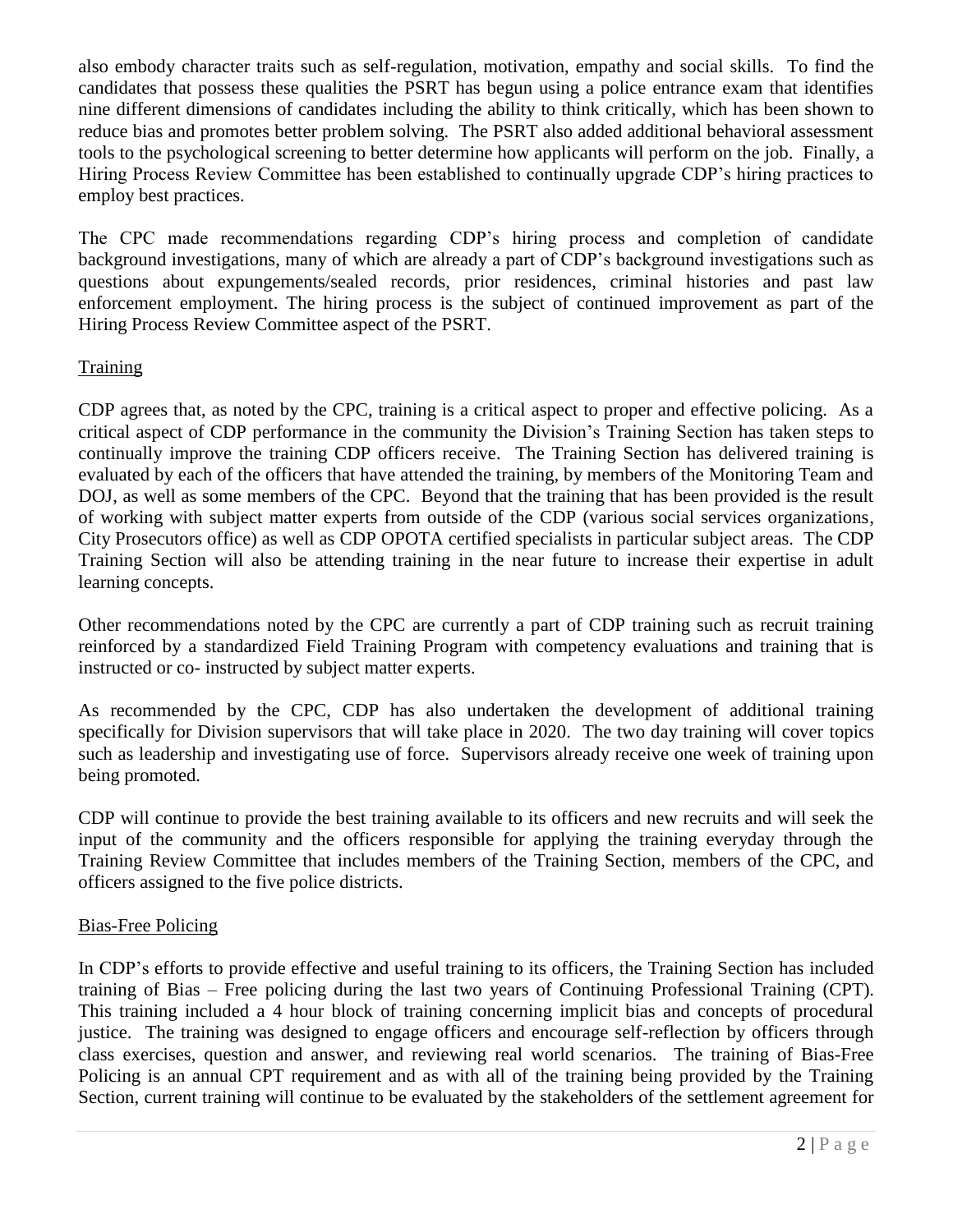also embody character traits such as self-regulation, motivation, empathy and social skills. To find the candidates that possess these qualities the PSRT has begun using a police entrance exam that identifies nine different dimensions of candidates including the ability to think critically, which has been shown to reduce bias and promotes better problem solving. The PSRT also added additional behavioral assessment tools to the psychological screening to better determine how applicants will perform on the job. Finally, a Hiring Process Review Committee has been established to continually upgrade CDP's hiring practices to employ best practices.

The CPC made recommendations regarding CDP's hiring process and completion of candidate background investigations, many of which are already a part of CDP's background investigations such as questions about expungements/sealed records, prior residences, criminal histories and past law enforcement employment. The hiring process is the subject of continued improvement as part of the Hiring Process Review Committee aspect of the PSRT.

## Training

CDP agrees that, as noted by the CPC, training is a critical aspect to proper and effective policing. As a critical aspect of CDP performance in the community the Division's Training Section has taken steps to continually improve the training CDP officers receive. The Training Section has delivered training is evaluated by each of the officers that have attended the training, by members of the Monitoring Team and DOJ, as well as some members of the CPC. Beyond that the training that has been provided is the result of working with subject matter experts from outside of the CDP (various social services organizations, City Prosecutors office) as well as CDP OPOTA certified specialists in particular subject areas. The CDP Training Section will also be attending training in the near future to increase their expertise in adult learning concepts.

Other recommendations noted by the CPC are currently a part of CDP training such as recruit training reinforced by a standardized Field Training Program with competency evaluations and training that is instructed or co- instructed by subject matter experts.

As recommended by the CPC, CDP has also undertaken the development of additional training specifically for Division supervisors that will take place in 2020. The two day training will cover topics such as leadership and investigating use of force. Supervisors already receive one week of training upon being promoted.

CDP will continue to provide the best training available to its officers and new recruits and will seek the input of the community and the officers responsible for applying the training everyday through the Training Review Committee that includes members of the Training Section, members of the CPC, and officers assigned to the five police districts.

## Bias-Free Policing

In CDP's efforts to provide effective and useful training to its officers, the Training Section has included training of Bias – Free policing during the last two years of Continuing Professional Training (CPT). This training included a 4 hour block of training concerning implicit bias and concepts of procedural justice. The training was designed to engage officers and encourage self-reflection by officers through class exercises, question and answer, and reviewing real world scenarios. The training of Bias-Free Policing is an annual CPT requirement and as with all of the training being provided by the Training Section, current training will continue to be evaluated by the stakeholders of the settlement agreement for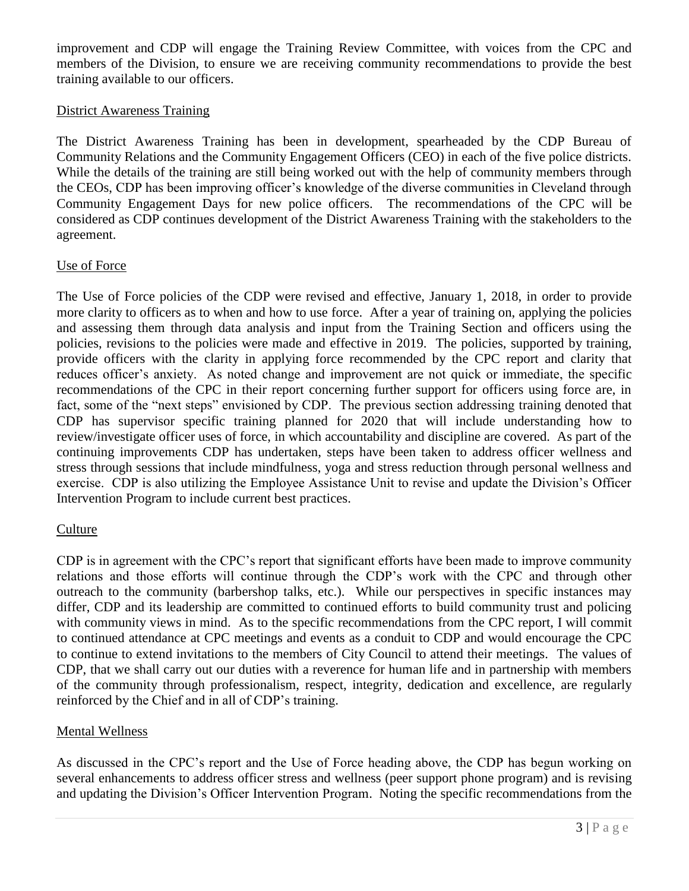improvement and CDP will engage the Training Review Committee, with voices from the CPC and members of the Division, to ensure we are receiving community recommendations to provide the best training available to our officers.

District Awareness Training

The District Awareness Training has been in development, spearheaded by the CDP Bureau of Community Relations and the Community Engagement Officers (CEO) in each of the five police districts. While the details of the training are still being worked out with the help of community members through the CEOs, CDP has been improving officer's knowledge of the diverse communities in Cleveland through Community Engagement Days for new police officers. The recommendations of the CPC will be considered as CDP continues development of the District Awareness Training with the stakeholders to the agreement.

Use of Force

The Use of Force policies of the CDP were revised and effective, January 1, 2018, in order to provide more clarity to officers as to when and how to use force. After a year of training on, applying the policies and assessing them through data analysis and input from the Training Section and officers using the policies, revisions to the policies were made and effective in 2019. The policies, supported by training, provide officers with the clarity in applying force recommended by the CPC report and clarity that reduces officer's anxiety. As noted change and improvement are not quick or immediate, the specific recommendations of the CPC in their report concerning further support for officers using force are, in fact, some of the "next steps" envisioned by CDP. The previous section addressing training denoted that CDP has supervisor specific training planned for 2020 that will include understanding how to review/investigate officer uses of force, in which accountability and discipline are covered. As part of the continuing improvements CDP has undertaken, steps have been taken to address officer wellness and stress through sessions that include mindfulness, yoga and stress reduction through personal wellness and exercise. CDP is also utilizing the Employee Assistance Unit to revise and update the Division's Officer Intervention Program to include current best practices.

Culture

CDP is in agreement with the CPC's report that significant efforts have been made to improve community relations and those efforts will continue through the CDP's work with the CPC and through other outreach to the community (barbershop talks, etc.). While our perspectives in specific instances may differ, CDP and its leadership are committed to continued efforts to build community trust and policing with community views in mind. As to the specific recommendations from the CPC report, I will commit to continued attendance at CPC meetings and events as a conduit to CDP and would encourage the CPC to continue to extend invitations to the members of City Council to attend their meetings. The values of CDP, that we shall carry out our duties with a reverence for human life and in partnership with members of the community through professionalism, respect, integrity, dedication and excellence, are regularly reinforced by the Chief and in all of CDP's training.

Mental Wellness

As discussed in the CPC's report and the Use of Force heading above, the CDP has begun working on several enhancements to address officer stress and wellness (peer support phone program) and is revising and updating the Division's Officer Intervention Program. Noting the specific recommendations from the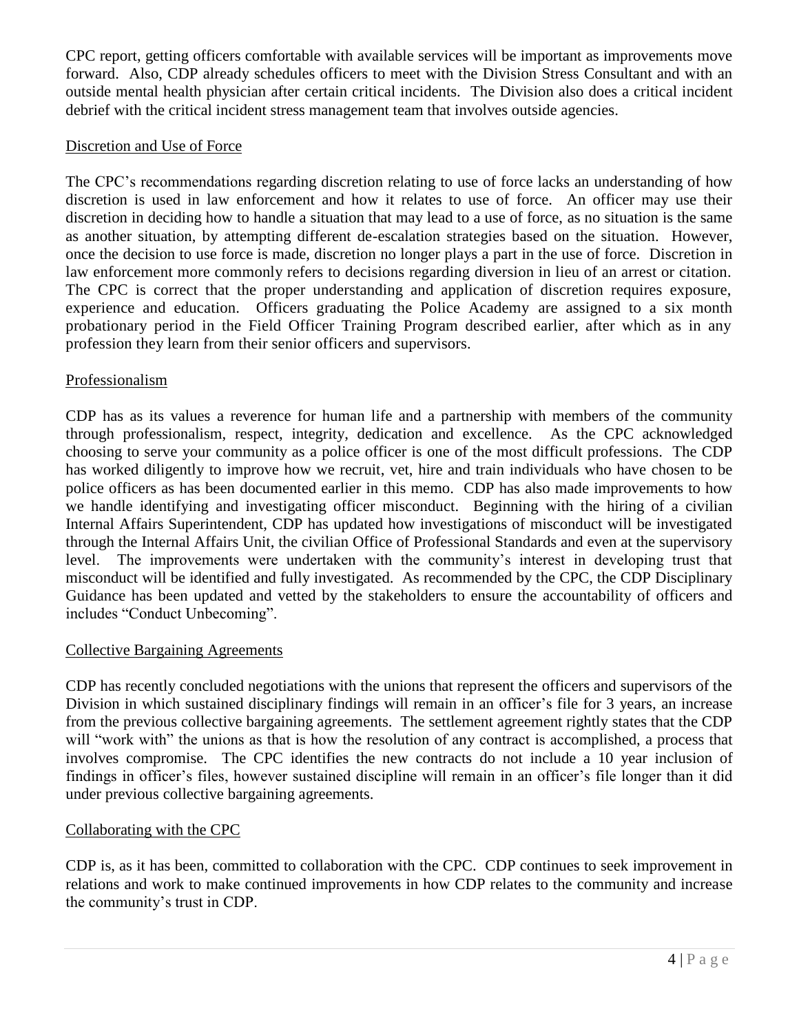CPC report, getting officers comfortable with available services will be important as improvements move forward. Also, CDP already schedules officers to meet with the Division Stress Consultant and with an outside mental health physician after certain critical incidents. The Division also does a critical incident debrief with the critical incident stress management team that involves outside agencies.

## Discretion and Use of Force

The CPC's recommendations regarding discretion relating to use of force lacks an understanding of how discretion is used in law enforcement and how it relates to use of force. An officer may use their discretion in deciding how to handle a situation that may lead to a use of force, as no situation is the same as another situation, by attempting different de-escalation strategies based on the situation. However, once the decision to use force is made, discretion no longer plays a part in the use of force. Discretion in law enforcement more commonly refers to decisions regarding diversion in lieu of an arrest or citation. The CPC is correct that the proper understanding and application of discretion requires exposure, experience and education. Officers graduating the Police Academy are assigned to a six month probationary period in the Field Officer Training Program described earlier, after which as in any profession they learn from their senior officers and supervisors.

## Professionalism

CDP has as its values a reverence for human life and a partnership with members of the community through professionalism, respect, integrity, dedication and excellence. As the CPC acknowledged choosing to serve your community as a police officer is one of the most difficult professions. The CDP has worked diligently to improve how we recruit, vet, hire and train individuals who have chosen to be police officers as has been documented earlier in this memo. CDP has also made improvements to how we handle identifying and investigating officer misconduct. Beginning with the hiring of a civilian Internal Affairs Superintendent, CDP has updated how investigations of misconduct will be investigated through the Internal Affairs Unit, the civilian Office of Professional Standards and even at the supervisory level. The improvements were undertaken with the community's interest in developing trust that misconduct will be identified and fully investigated. As recommended by the CPC, the CDP Disciplinary Guidance has been updated and vetted by the stakeholders to ensure the accountability of officers and includes "Conduct Unbecoming".

## Collective Bargaining Agreements

CDP has recently concluded negotiations with the unions that represent the officers and supervisors of the Division in which sustained disciplinary findings will remain in an officer's file for 3 years, an increase from the previous collective bargaining agreements. The settlement agreement rightly states that the CDP will "work with" the unions as that is how the resolution of any contract is accomplished, a process that involves compromise. The CPC identifies the new contracts do not include a 10 year inclusion of findings in officer's files, however sustained discipline will remain in an officer's file longer than it did under previous collective bargaining agreements.

## Collaborating with the CPC

CDP is, as it has been, committed to collaboration with the CPC. CDP continues to seek improvement in relations and work to make continued improvements in how CDP relates to the community and increase the community's trust in CDP.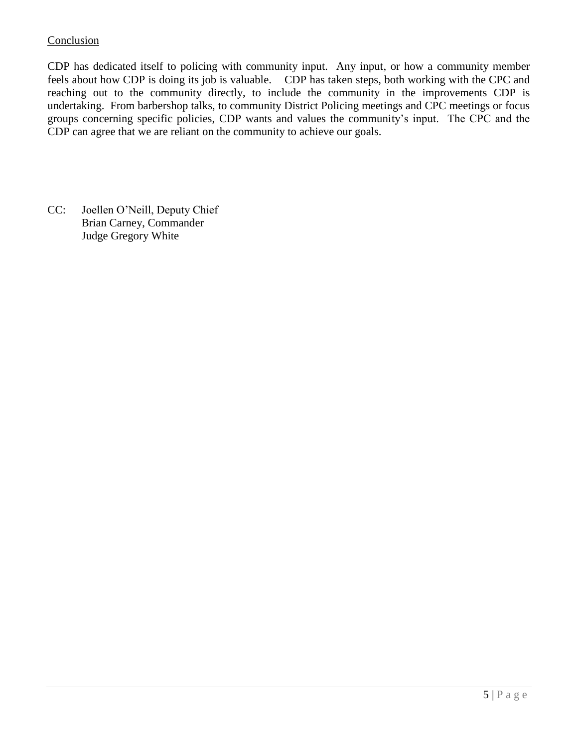Conclusion

CDP has dedicated itself to policing with community input. Any input, or how a community member feels about how CDP is doing its job is valuable. CDP has taken steps, both working with the CPC and reaching out to the community directly, to include the community in the improvements CDP is undertaking. From barbershop talks, to community District Policing meetings and CPC meetings or focus groups concerning specific policies, CDP wants and values the community's input. The CPC and the CDP can agree that we are reliant on the community to achieve our goals.

CC: Joellen O'Neill, Deputy Chief
Brian Carney, Commander
Judge Gregory White